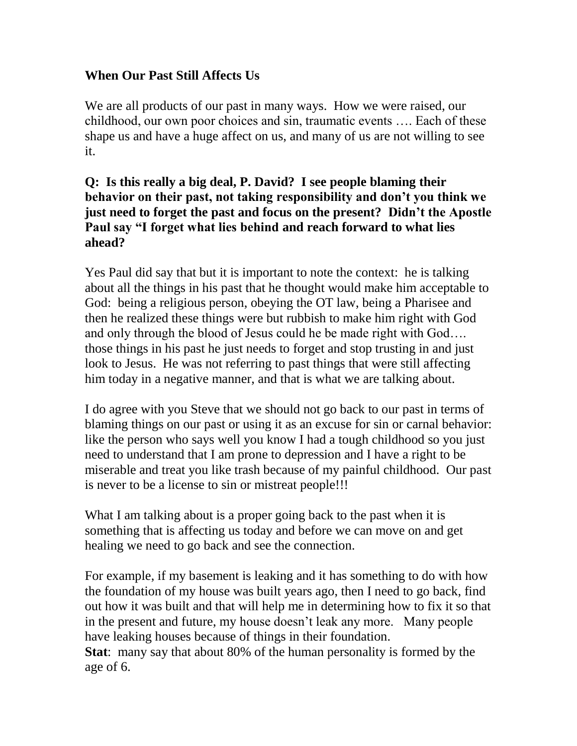**When Our Past Still Affects Us**

We are all products of our past in many ways. How we were raised, our childhood, our own poor choices and sin, traumatic events …. Each of these shape us and have a huge affect on us, and many of us are not willing to see it.

**Q: Is this really a big deal, P. David? I see people blaming their behavior on their past, not taking responsibility and don't you think we just need to forget the past and focus on the present? Didn't the Apostle Paul say "I forget what lies behind and reach forward to what lies ahead?**

Yes Paul did say that but it is important to note the context: he is talking about all the things in his past that he thought would make him acceptable to God: being a religious person, obeying the OT law, being a Pharisee and then he realized these things were but rubbish to make him right with God and only through the blood of Jesus could he be made right with God…. those things in his past he just needs to forget and stop trusting in and just look to Jesus. He was not referring to past things that were still affecting him today in a negative manner, and that is what we are talking about.

I do agree with you Steve that we should not go back to our past in terms of blaming things on our past or using it as an excuse for sin or carnal behavior: like the person who says well you know I had a tough childhood so you just need to understand that I am prone to depression and I have a right to be miserable and treat you like trash because of my painful childhood. Our past is never to be a license to sin or mistreat people!!!

What I am talking about is a proper going back to the past when it is something that is affecting us today and before we can move on and get healing we need to go back and see the connection.

For example, if my basement is leaking and it has something to do with how the foundation of my house was built years ago, then I need to go back, find out how it was built and that will help me in determining how to fix it so that in the present and future, my house doesn't leak any more. Many people have leaking houses because of things in their foundation.

**Stat**: many say that about 80% of the human personality is formed by the age of 6.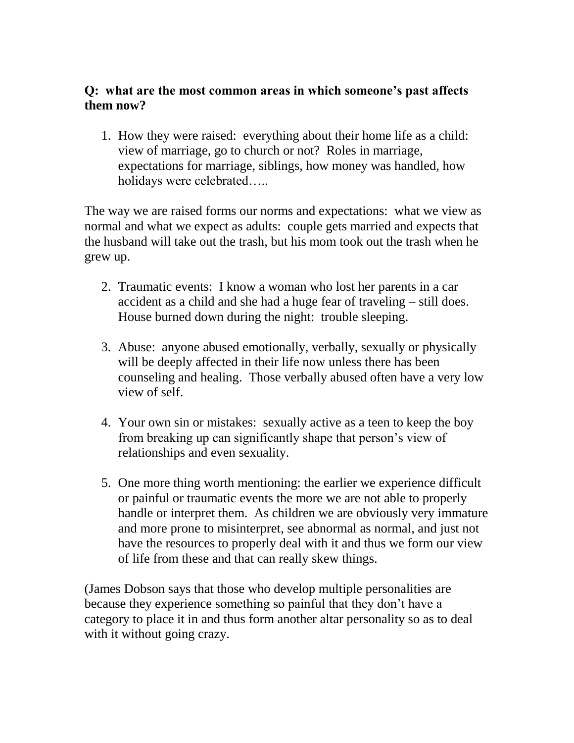**Q: what are the most common areas in which someone's past affects them now?**

1. How they were raised: everything about their home life as a child: view of marriage, go to church or not? Roles in marriage, expectations for marriage, siblings, how money was handled, how holidays were celebrated…..

The way we are raised forms our norms and expectations: what we view as normal and what we expect as adults: couple gets married and expects that the husband will take out the trash, but his mom took out the trash when he grew up.

2. Traumatic events: I know a woman who lost her parents in a car accident as a child and she had a huge fear of traveling – still does. House burned down during the night: trouble sleeping.

3. Abuse: anyone abused emotionally, verbally, sexually or physically will be deeply affected in their life now unless there has been counseling and healing. Those verbally abused often have a very low view of self.

4. Your own sin or mistakes: sexually active as a teen to keep the boy from breaking up can significantly shape that person's view of relationships and even sexuality.

5. One more thing worth mentioning: the earlier we experience difficult or painful or traumatic events the more we are not able to properly handle or interpret them. As children we are obviously very immature and more prone to misinterpret, see abnormal as normal, and just not have the resources to properly deal with it and thus we form our view of life from these and that can really skew things.

(James Dobson says that those who develop multiple personalities are because they experience something so painful that they don't have a category to place it in and thus form another altar personality so as to deal with it without going crazy.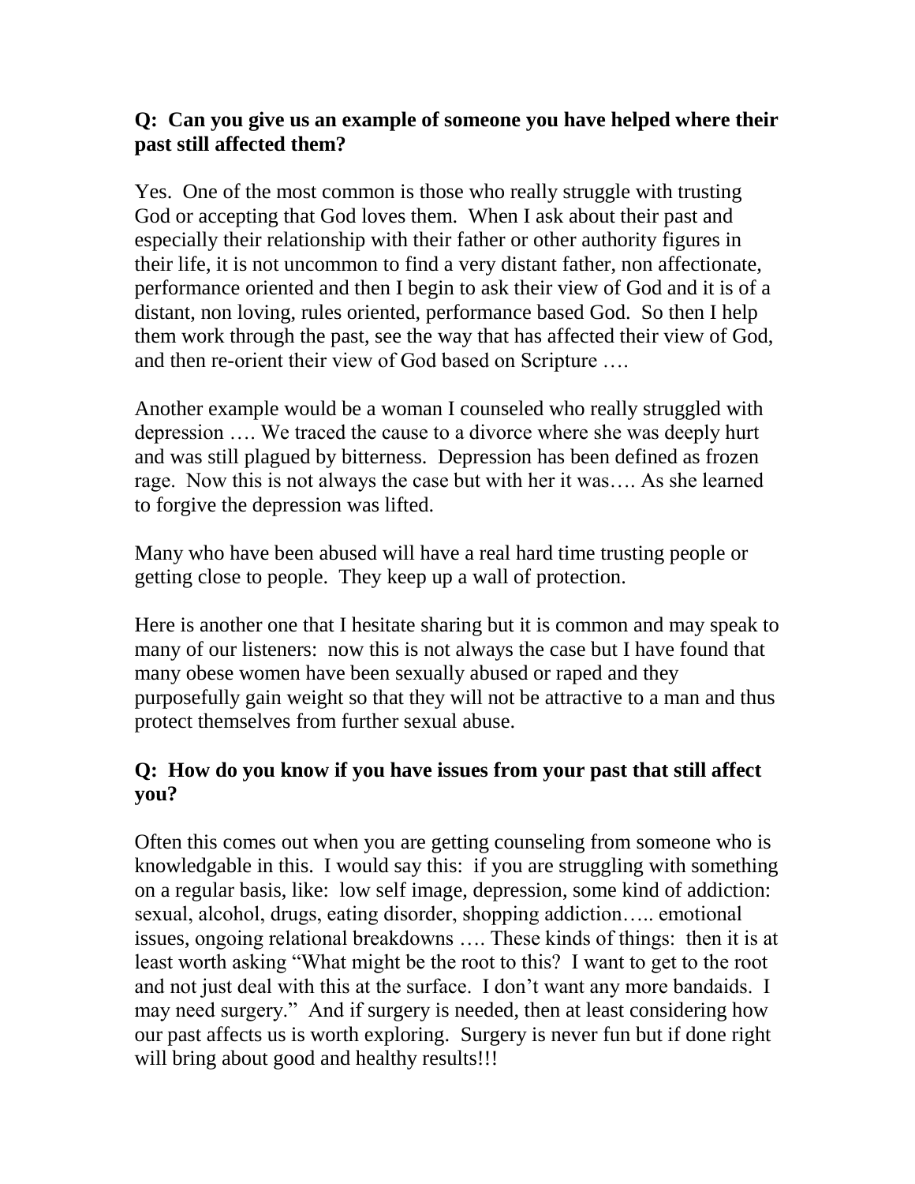**Q: Can you give us an example of someone you have helped where their past still affected them?**

Yes. One of the most common is those who really struggle with trusting God or accepting that God loves them. When I ask about their past and especially their relationship with their father or other authority figures in their life, it is not uncommon to find a very distant father, non affectionate, performance oriented and then I begin to ask their view of God and it is of a distant, non loving, rules oriented, performance based God. So then I help them work through the past, see the way that has affected their view of God, and then re-orient their view of God based on Scripture ….

Another example would be a woman I counseled who really struggled with depression …. We traced the cause to a divorce where she was deeply hurt and was still plagued by bitterness. Depression has been defined as frozen rage. Now this is not always the case but with her it was…. As she learned to forgive the depression was lifted.

Many who have been abused will have a real hard time trusting people or getting close to people. They keep up a wall of protection.

Here is another one that I hesitate sharing but it is common and may speak to many of our listeners: now this is not always the case but I have found that many obese women have been sexually abused or raped and they purposefully gain weight so that they will not be attractive to a man and thus protect themselves from further sexual abuse.

**Q: How do you know if you have issues from your past that still affect you?**

Often this comes out when you are getting counseling from someone who is knowledgable in this. I would say this: if you are struggling with something on a regular basis, like: low self image, depression, some kind of addiction: sexual, alcohol, drugs, eating disorder, shopping addiction….. emotional issues, ongoing relational breakdowns …. These kinds of things: then it is at least worth asking "What might be the root to this? I want to get to the root and not just deal with this at the surface. I don't want any more bandaids. I may need surgery." And if surgery is needed, then at least considering how our past affects us is worth exploring. Surgery is never fun but if done right will bring about good and healthy results!!!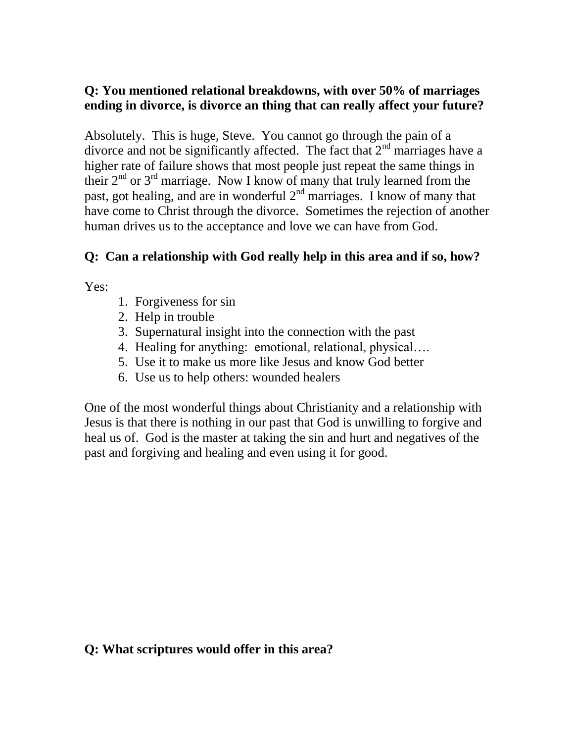**Q: You mentioned relational breakdowns, with over 50% of marriages ending in divorce, is divorce an thing that can really affect your future?**

Absolutely. This is huge, Steve. You cannot go through the pain of a divorce and not be significantly affected. The fact that 2nd marriages have a higher rate of failure shows that most people just repeat the same things in their 2nd or 3rd marriage. Now I know of many that truly learned from the past, got healing, and are in wonderful 2nd marriages. I know of many that have come to Christ through the divorce. Sometimes the rejection of another human drives us to the acceptance and love we can have from God.

**Q: Can a relationship with God really help in this area and if so, how?**

Yes:

1. Forgiveness for sin
2. Help in trouble
3. Supernatural insight into the connection with the past
4. Healing for anything: emotional, relational, physical….
5. Use it to make us more like Jesus and know God better
6. Use us to help others: wounded healers

One of the most wonderful things about Christianity and a relationship with Jesus is that there is nothing in our past that God is unwilling to forgive and heal us of. God is the master at taking the sin and hurt and negatives of the past and forgiving and healing and even using it for good.

**Q: What scriptures would offer in this area?**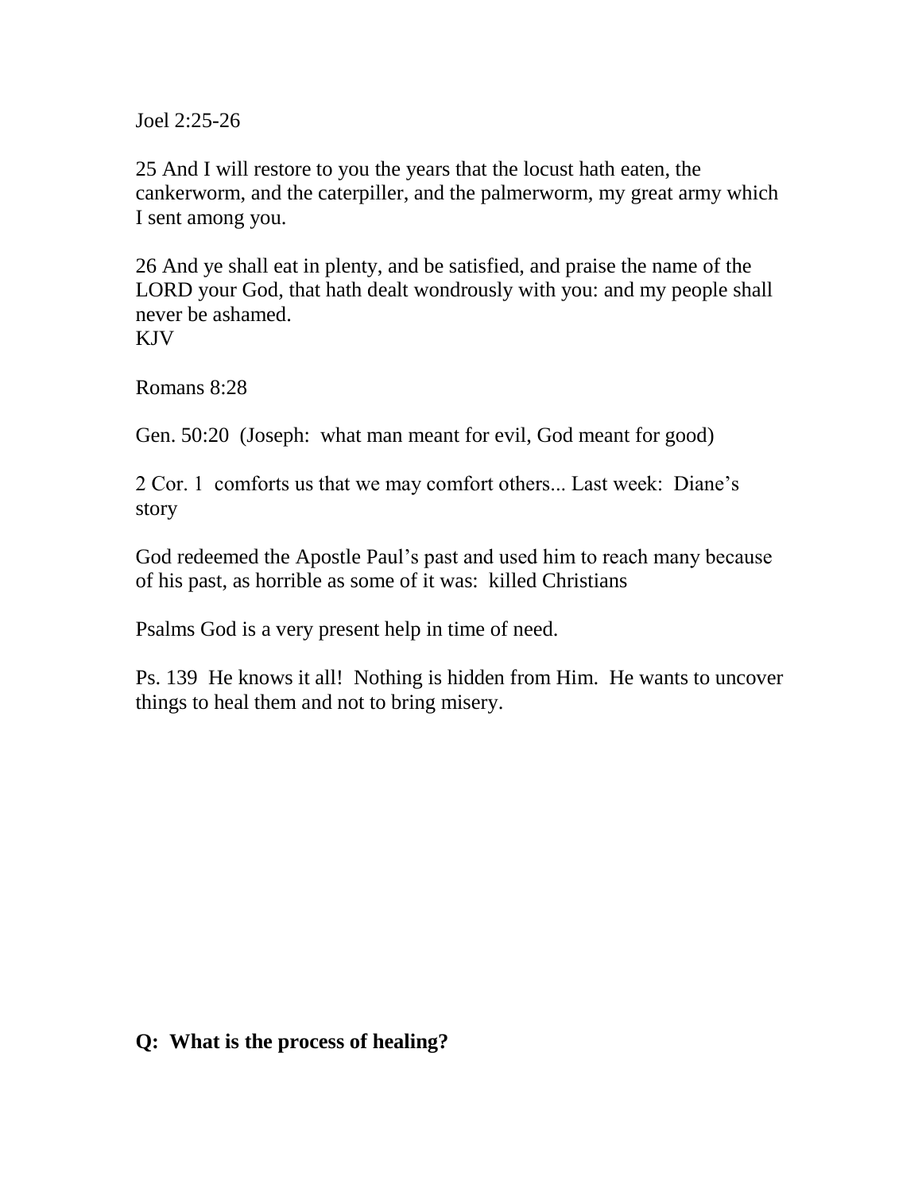Joel 2:25-26

25 And I will restore to you the years that the locust hath eaten, the cankerworm, and the caterpiller, and the palmerworm, my great army which I sent among you.

26 And ye shall eat in plenty, and be satisfied, and praise the name of the LORD your God, that hath dealt wondrously with you: and my people shall never be ashamed.
KJV

Romans 8:28

Gen. 50:20 (Joseph: what man meant for evil, God meant for good)

2 Cor. 1 comforts us that we may comfort others... Last week: Diane's story

God redeemed the Apostle Paul's past and used him to reach many because of his past, as horrible as some of it was: killed Christians

Psalms God is a very present help in time of need.

Ps. 139 He knows it all! Nothing is hidden from Him. He wants to uncover things to heal them and not to bring misery.

**Q: What is the process of healing?**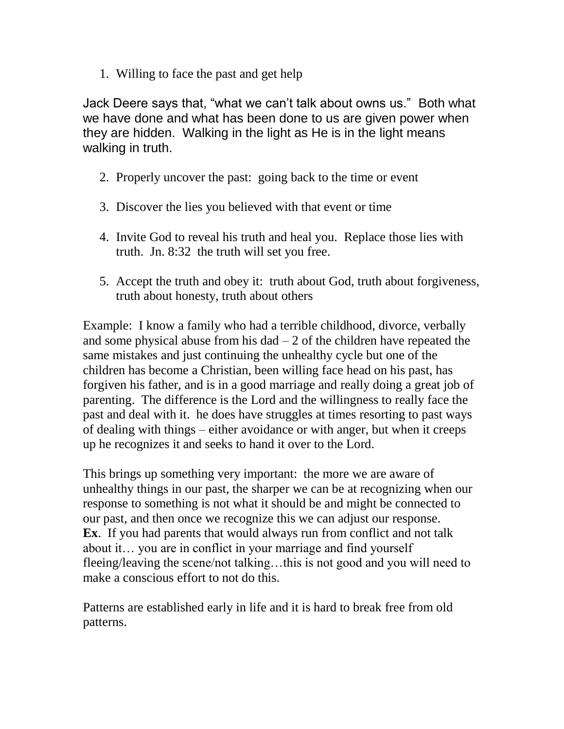1. Willing to face the past and get help

Jack Deere says that, "what we can't talk about owns us." Both what we have done and what has been done to us are given power when they are hidden. Walking in the light as He is in the light means walking in truth.

2. Properly uncover the past: going back to the time or event

3. Discover the lies you believed with that event or time

4. Invite God to reveal his truth and heal you. Replace those lies with truth. Jn. 8:32 the truth will set you free.

5. Accept the truth and obey it: truth about God, truth about forgiveness, truth about honesty, truth about others

Example: I know a family who had a terrible childhood, divorce, verbally and some physical abuse from his dad – 2 of the children have repeated the same mistakes and just continuing the unhealthy cycle but one of the children has become a Christian, been willing face head on his past, has forgiven his father, and is in a good marriage and really doing a great job of parenting. The difference is the Lord and the willingness to really face the past and deal with it. he does have struggles at times resorting to past ways of dealing with things – either avoidance or with anger, but when it creeps up he recognizes it and seeks to hand it over to the Lord.

This brings up something very important: the more we are aware of unhealthy things in our past, the sharper we can be at recognizing when our response to something is not what it should be and might be connected to our past, and then once we recognize this we can adjust our response.
**Ex**. If you had parents that would always run from conflict and not talk about it… you are in conflict in your marriage and find yourself fleeing/leaving the scene/not talking…this is not good and you will need to make a conscious effort to not do this.

Patterns are established early in life and it is hard to break free from old patterns.